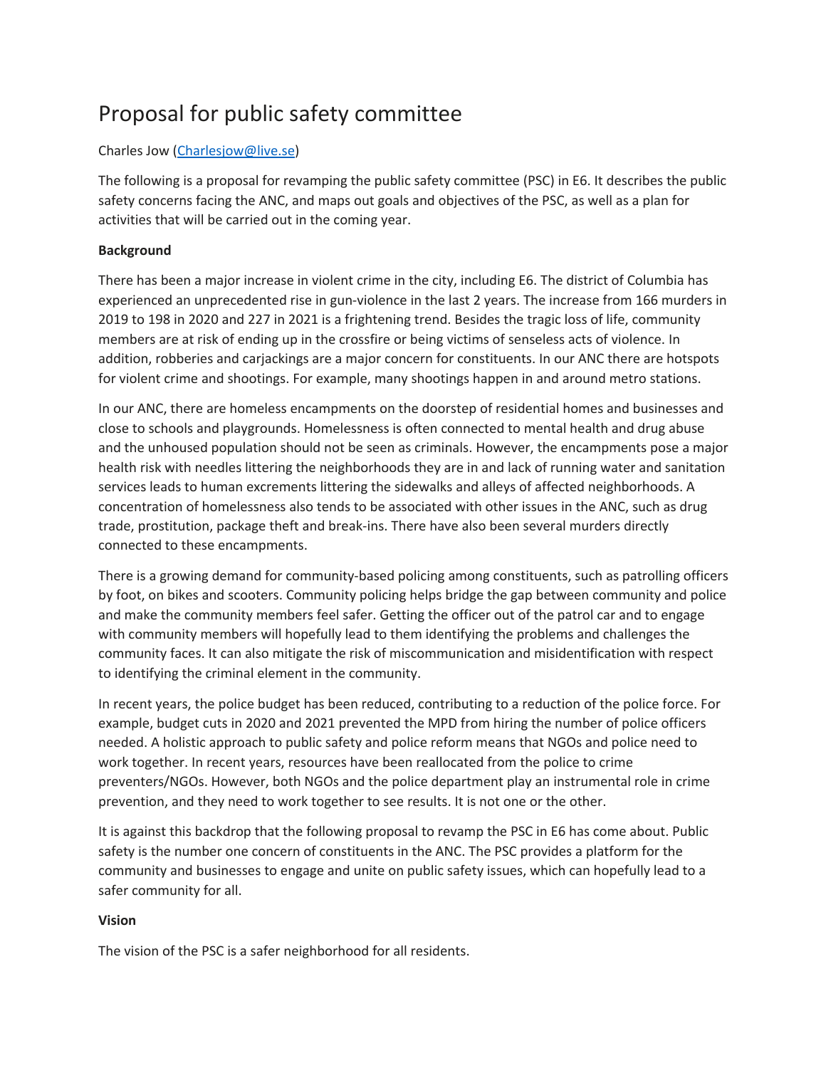# Proposal for public safety committee

Charles Jow ([Charlesjow@live.se](mailto:Charlesjow@live.se))

The following is a proposal for revamping the public safety committee (PSC) in E6. It describes the public safety concerns facing the ANC, and maps out goals and objectives of the PSC, as well as a plan for activities that will be carried out in the coming year.

**Background**

There has been a major increase in violent crime in the city, including E6. The district of Columbia has experienced an unprecedented rise in gun-violence in the last 2 years. The increase from 166 murders in 2019 to 198 in 2020 and 227 in 2021 is a frightening trend. Besides the tragic loss of life, community members are at risk of ending up in the crossfire or being victims of senseless acts of violence. In addition, robberies and carjackings are a major concern for constituents. In our ANC there are hotspots for violent crime and shootings. For example, many shootings happen in and around metro stations.

In our ANC, there are homeless encampments on the doorstep of residential homes and businesses and close to schools and playgrounds. Homelessness is often connected to mental health and drug abuse and the unhoused population should not be seen as criminals. However, the encampments pose a major health risk with needles littering the neighborhoods they are in and lack of running water and sanitation services leads to human excrements littering the sidewalks and alleys of affected neighborhoods. A concentration of homelessness also tends to be associated with other issues in the ANC, such as drug trade, prostitution, package theft and break-ins. There have also been several murders directly connected to these encampments.

There is a growing demand for community-based policing among constituents, such as patrolling officers by foot, on bikes and scooters. Community policing helps bridge the gap between community and police and make the community members feel safer. Getting the officer out of the patrol car and to engage with community members will hopefully lead to them identifying the problems and challenges the community faces. It can also mitigate the risk of miscommunication and misidentification with respect to identifying the criminal element in the community.

In recent years, the police budget has been reduced, contributing to a reduction of the police force. For example, budget cuts in 2020 and 2021 prevented the MPD from hiring the number of police officers needed. A holistic approach to public safety and police reform means that NGOs and police need to work together. In recent years, resources have been reallocated from the police to crime preventers/NGOs. However, both NGOs and the police department play an instrumental role in crime prevention, and they need to work together to see results. It is not one or the other.

It is against this backdrop that the following proposal to revamp the PSC in E6 has come about. Public safety is the number one concern of constituents in the ANC. The PSC provides a platform for the community and businesses to engage and unite on public safety issues, which can hopefully lead to a safer community for all.

**Vision**

The vision of the PSC is a safer neighborhood for all residents.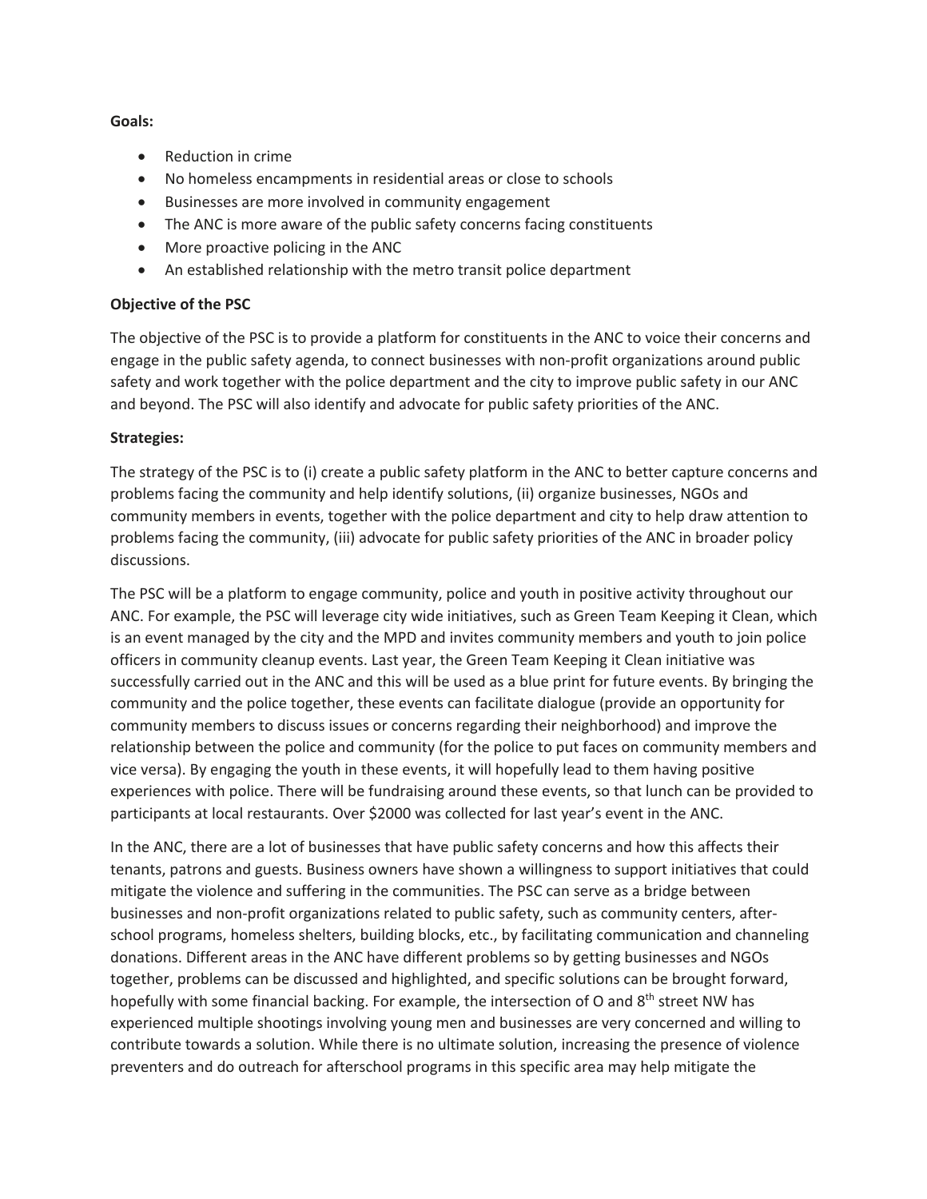**Goals:**

- Reduction in crime
- No homeless encampments in residential areas or close to schools
- Businesses are more involved in community engagement
- The ANC is more aware of the public safety concerns facing constituents
- More proactive policing in the ANC
- An established relationship with the metro transit police department

**Objective of the PSC**

The objective of the PSC is to provide a platform for constituents in the ANC to voice their concerns and engage in the public safety agenda, to connect businesses with non-profit organizations around public safety and work together with the police department and the city to improve public safety in our ANC and beyond. The PSC will also identify and advocate for public safety priorities of the ANC.

**Strategies:**

The strategy of the PSC is to (i) create a public safety platform in the ANC to better capture concerns and problems facing the community and help identify solutions, (ii) organize businesses, NGOs and community members in events, together with the police department and city to help draw attention to problems facing the community, (iii) advocate for public safety priorities of the ANC in broader policy discussions.

The PSC will be a platform to engage community, police and youth in positive activity throughout our ANC. For example, the PSC will leverage city wide initiatives, such as Green Team Keeping it Clean, which is an event managed by the city and the MPD and invites community members and youth to join police officers in community cleanup events. Last year, the Green Team Keeping it Clean initiative was successfully carried out in the ANC and this will be used as a blue print for future events. By bringing the community and the police together, these events can facilitate dialogue (provide an opportunity for community members to discuss issues or concerns regarding their neighborhood) and improve the relationship between the police and community (for the police to put faces on community members and vice versa). By engaging the youth in these events, it will hopefully lead to them having positive experiences with police. There will be fundraising around these events, so that lunch can be provided to participants at local restaurants. Over $2000 was collected for last year's event in the ANC.

In the ANC, there are a lot of businesses that have public safety concerns and how this affects their tenants, patrons and guests. Business owners have shown a willingness to support initiatives that could mitigate the violence and suffering in the communities. The PSC can serve as a bridge between businesses and non-profit organizations related to public safety, such as community centers, after-school programs, homeless shelters, building blocks, etc., by facilitating communication and channeling donations. Different areas in the ANC have different problems so by getting businesses and NGOs together, problems can be discussed and highlighted, and specific solutions can be brought forward, hopefully with some financial backing. For example, the intersection of O and 8th street NW has experienced multiple shootings involving young men and businesses are very concerned and willing to contribute towards a solution. While there is no ultimate solution, increasing the presence of violence preventers and do outreach for afterschool programs in this specific area may help mitigate the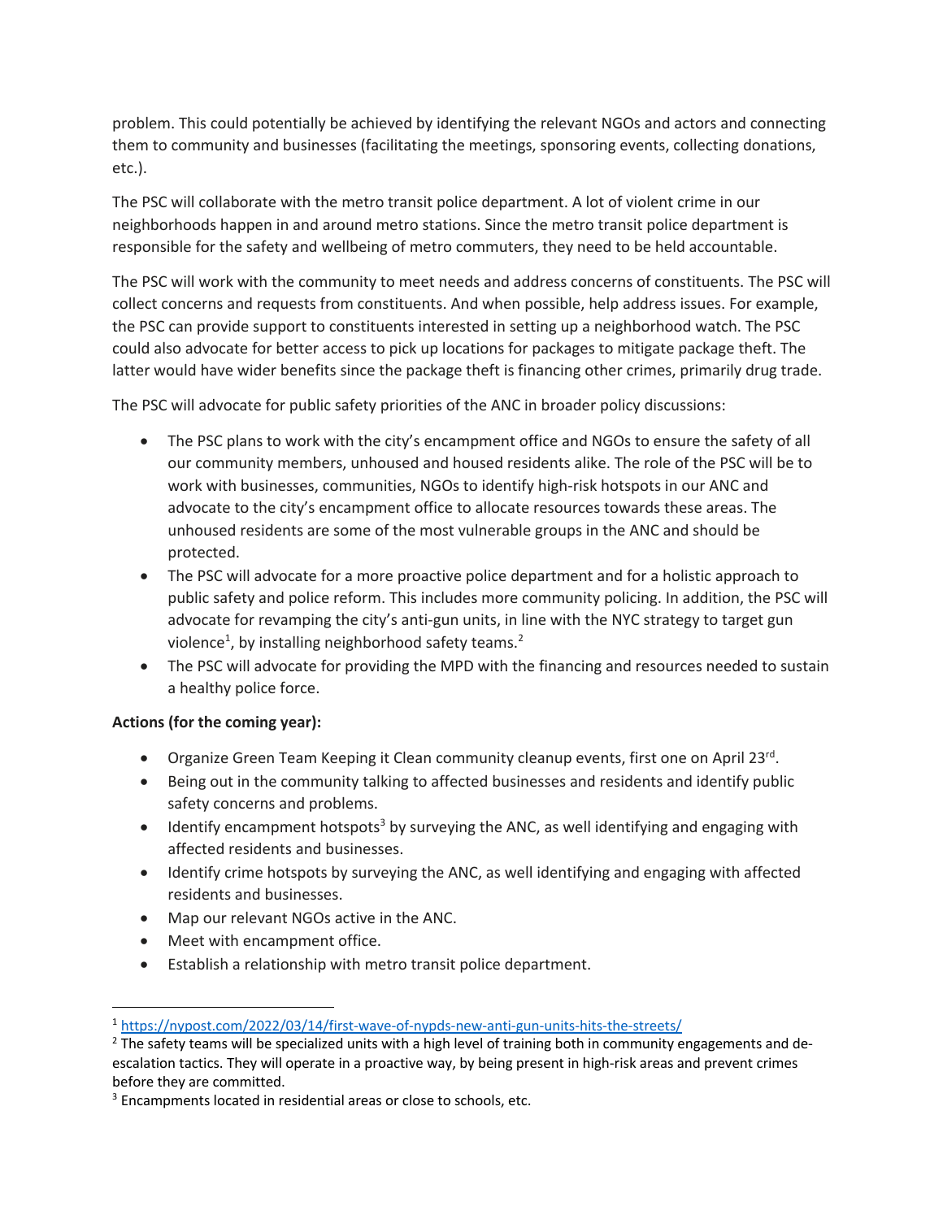problem. This could potentially be achieved by identifying the relevant NGOs and actors and connecting them to community and businesses (facilitating the meetings, sponsoring events, collecting donations, etc.).

The PSC will collaborate with the metro transit police department. A lot of violent crime in our neighborhoods happen in and around metro stations. Since the metro transit police department is responsible for the safety and wellbeing of metro commuters, they need to be held accountable.

The PSC will work with the community to meet needs and address concerns of constituents. The PSC will collect concerns and requests from constituents. And when possible, help address issues. For example, the PSC can provide support to constituents interested in setting up a neighborhood watch. The PSC could also advocate for better access to pick up locations for packages to mitigate package theft. The latter would have wider benefits since the package theft is financing other crimes, primarily drug trade.

The PSC will advocate for public safety priorities of the ANC in broader policy discussions:

- The PSC plans to work with the city's encampment office and NGOs to ensure the safety of all our community members, unhoused and housed residents alike. The role of the PSC will be to work with businesses, communities, NGOs to identify high-risk hotspots in our ANC and advocate to the city's encampment office to allocate resources towards these areas. The unhoused residents are some of the most vulnerable groups in the ANC and should be protected.
- The PSC will advocate for a more proactive police department and for a holistic approach to public safety and police reform. This includes more community policing. In addition, the PSC will advocate for revamping the city's anti-gun units, in line with the NYC strategy to target gun violence[1], by installing neighborhood safety teams.[2]
- The PSC will advocate for providing the MPD with the financing and resources needed to sustain a healthy police force.

**Actions (for the coming year):**

- Organize Green Team Keeping it Clean community cleanup events, first one on April 23rd.
- Being out in the community talking to affected businesses and residents and identify public safety concerns and problems.
- Identify encampment hotspots[3] by surveying the ANC, as well identifying and engaging with affected residents and businesses.
- Identify crime hotspots by surveying the ANC, as well identifying and engaging with affected residents and businesses.
- Map our relevant NGOs active in the ANC.
- Meet with encampment office.
- Establish a relationship with metro transit police department.

---

[1] https://nypost.com/2022/03/14/first-wave-of-nypds-new-anti-gun-units-hits-the-streets/

[2] The safety teams will be specialized units with a high level of training both in community engagements and de-escalation tactics. They will operate in a proactive way, by being present in high-risk areas and prevent crimes before they are committed.

[3] Encampments located in residential areas or close to schools, etc.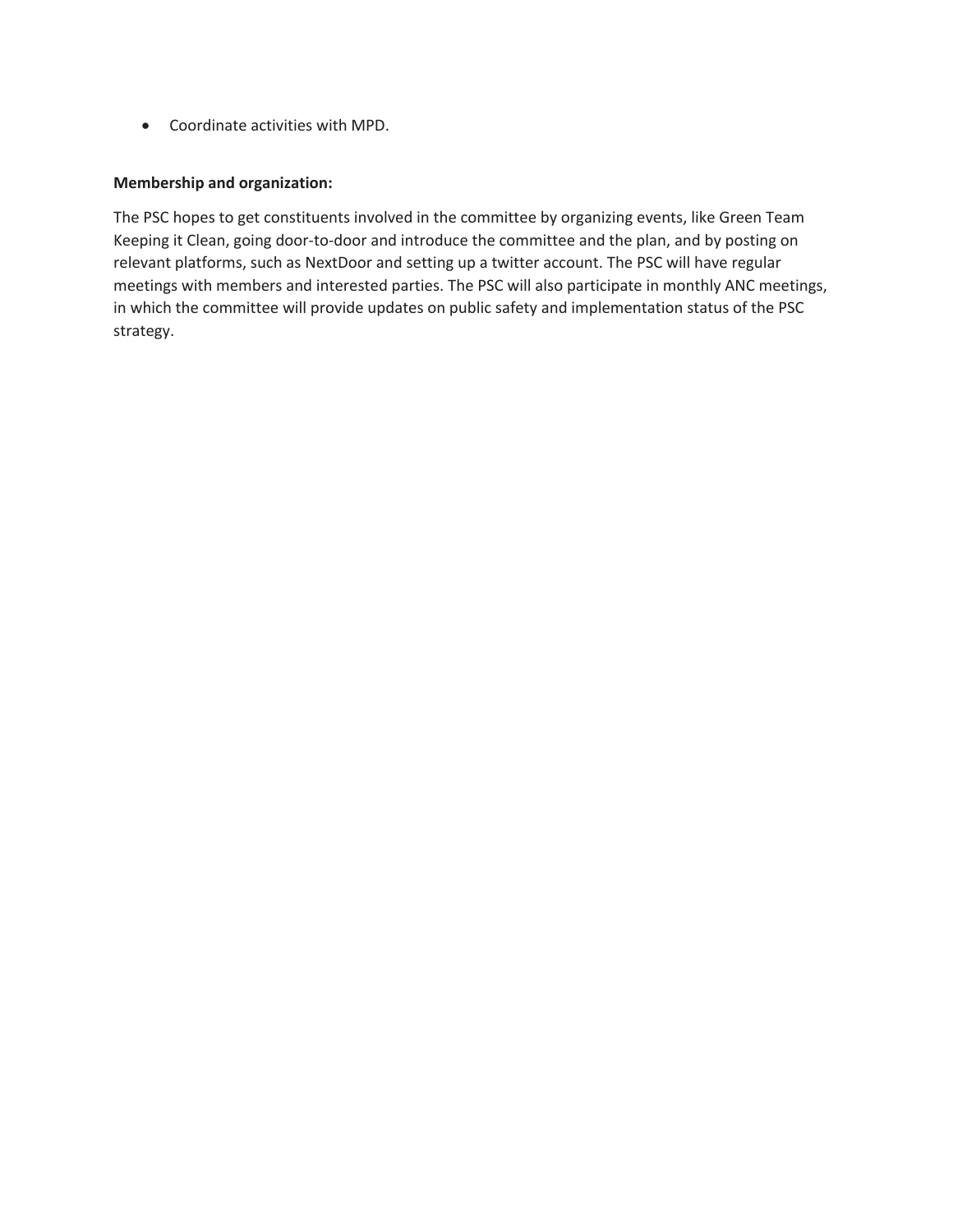- Coordinate activities with MPD.

**Membership and organization:**

The PSC hopes to get constituents involved in the committee by organizing events, like Green Team Keeping it Clean, going door-to-door and introduce the committee and the plan, and by posting on relevant platforms, such as NextDoor and setting up a twitter account. The PSC will have regular meetings with members and interested parties. The PSC will also participate in monthly ANC meetings, in which the committee will provide updates on public safety and implementation status of the PSC strategy.